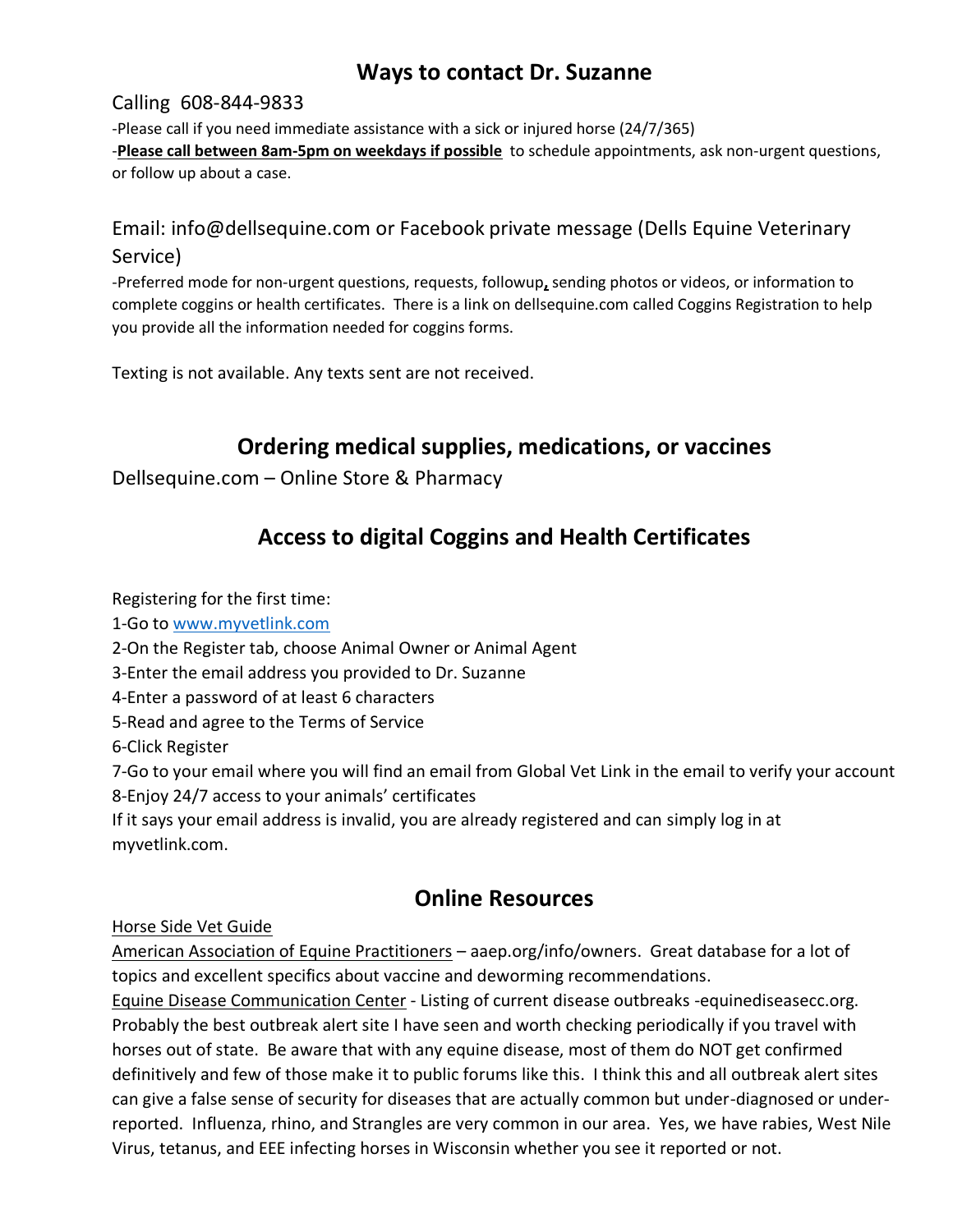## Ways to contact Dr. Suzanne

Calling 608-844-9833

-Please call if you need immediate assistance with a sick or injured horse (24/7/365)

-**Please call between 8am-5pm on weekdays if possible** to schedule appointments, ask non-urgent questions, or follow up about a case.

Email: info@dellsequine.com or Facebook private message (Dells Equine Veterinary Service)

-Preferred mode for non-urgent questions, requests, followup, sending photos or videos, or information to complete coggins or health certificates. There is a link on dellsequine.com called Coggins Registration to help you provide all the information needed for coggins forms.

Texting is not available. Any texts sent are not received.

## Ordering medical supplies, medications, or vaccines

Dellsequine.com – Online Store & Pharmacy

## Access to digital Coggins and Health Certificates

Registering for the first time:

1-Go to [www.myvetlink.com](http://www.myvetlink.com)

2-On the Register tab, choose Animal Owner or Animal Agent

3-Enter the email address you provided to Dr. Suzanne

4-Enter a password of at least 6 characters

5-Read and agree to the Terms of Service

6-Click Register

7-Go to your email where you will find an email from Global Vet Link in the email to verify your account

8-Enjoy 24/7 access to your animals' certificates

If it says your email address is invalid, you are already registered and can simply log in at myvetlink.com.

## Online Resources

Horse Side Vet Guide

American Association of Equine Practitioners – aaep.org/info/owners. Great database for a lot of topics and excellent specifics about vaccine and deworming recommendations.

Equine Disease Communication Center - Listing of current disease outbreaks -equinediseasecc.org. Probably the best outbreak alert site I have seen and worth checking periodically if you travel with horses out of state. Be aware that with any equine disease, most of them do NOT get confirmed definitively and few of those make it to public forums like this. I think this and all outbreak alert sites can give a false sense of security for diseases that are actually common but under-diagnosed or under-reported. Influenza, rhino, and Strangles are very common in our area. Yes, we have rabies, West Nile Virus, tetanus, and EEE infecting horses in Wisconsin whether you see it reported or not.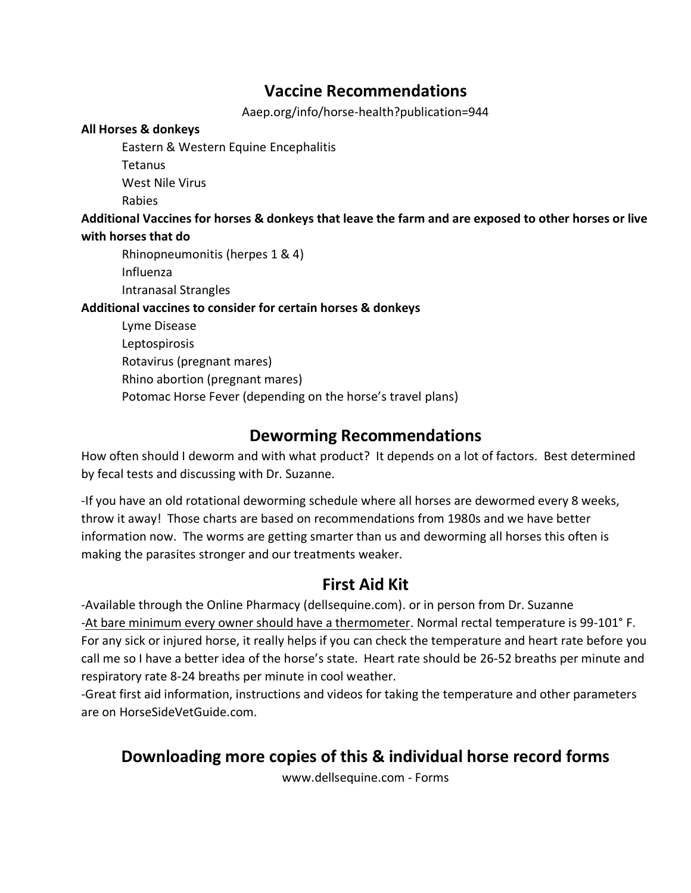## Vaccine Recommendations

Aaep.org/info/horse-health?publication=944

**All Horses & donkeys**

- Eastern & Western Equine Encephalitis
- Tetanus
- West Nile Virus
- Rabies

**Additional Vaccines for horses & donkeys that leave the farm and are exposed to other horses or live with horses that do**

- Rhinopneumonitis (herpes 1 & 4)
- Influenza
- Intranasal Strangles

**Additional vaccines to consider for certain horses & donkeys**

- Lyme Disease
- Leptospirosis
- Rotavirus (pregnant mares)
- Rhino abortion (pregnant mares)
- Potomac Horse Fever (depending on the horse's travel plans)

## Deworming Recommendations

How often should I deworm and with what product? It depends on a lot of factors. Best determined by fecal tests and discussing with Dr. Suzanne.

-If you have an old rotational deworming schedule where all horses are dewormed every 8 weeks, throw it away! Those charts are based on recommendations from 1980s and we have better information now. The worms are getting smarter than us and deworming all horses this often is making the parasites stronger and our treatments weaker.

## First Aid Kit

-Available through the Online Pharmacy (dellsequine.com). or in person from Dr. Suzanne
-<u>At bare minimum every owner should have a thermometer</u>. Normal rectal temperature is 99-101° F. For any sick or injured horse, it really helps if you can check the temperature and heart rate before you call me so I have a better idea of the horse's state. Heart rate should be 26-52 breaths per minute and respiratory rate 8-24 breaths per minute in cool weather.
-Great first aid information, instructions and videos for taking the temperature and other parameters are on HorseSideVetGuide.com.

## Downloading more copies of this & individual horse record forms

www.dellsequine.com - Forms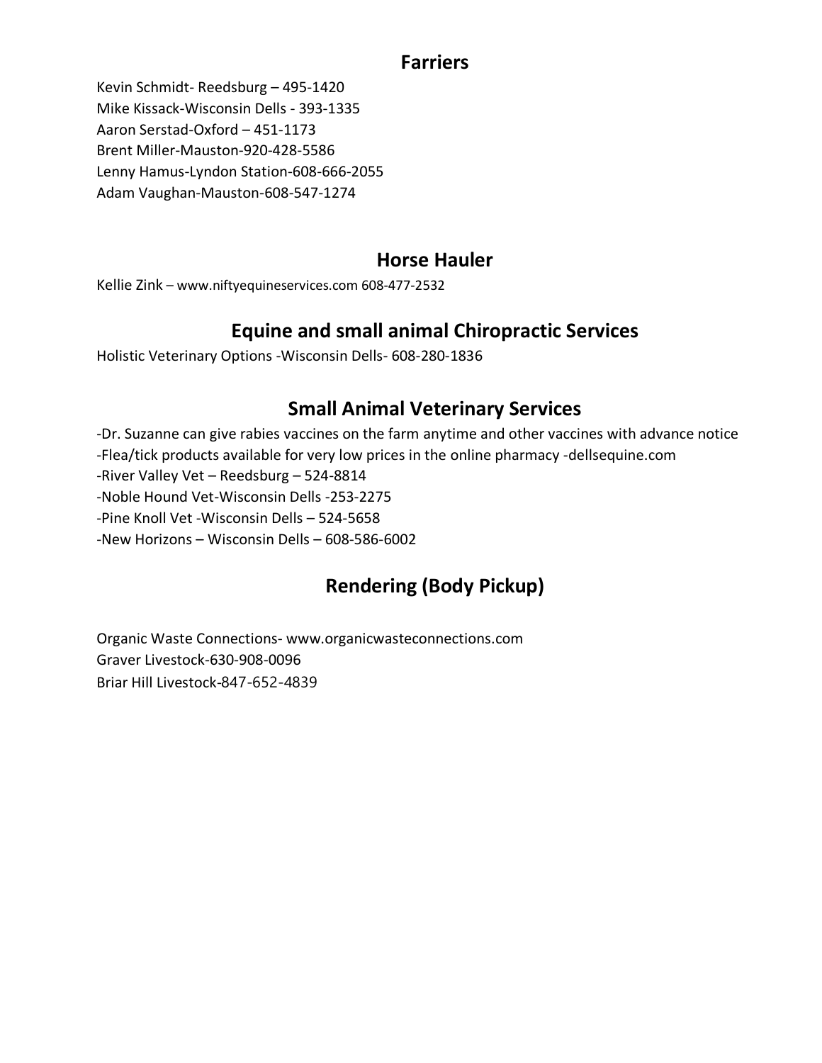## Farriers

Kevin Schmidt- Reedsburg – 495-1420
Mike Kissack-Wisconsin Dells - 393-1335
Aaron Serstad-Oxford – 451-1173
Brent Miller-Mauston-920-428-5586
Lenny Hamus-Lyndon Station-608-666-2055
Adam Vaughan-Mauston-608-547-1274

## Horse Hauler

Kellie Zink – www.niftyequineservices.com 608-477-2532

## Equine and small animal Chiropractic Services

Holistic Veterinary Options -Wisconsin Dells- 608-280-1836

## Small Animal Veterinary Services

-Dr. Suzanne can give rabies vaccines on the farm anytime and other vaccines with advance notice
-Flea/tick products available for very low prices in the online pharmacy -dellsequine.com
-River Valley Vet – Reedsburg – 524-8814
-Noble Hound Vet-Wisconsin Dells -253-2275
-Pine Knoll Vet -Wisconsin Dells – 524-5658
-New Horizons – Wisconsin Dells – 608-586-6002

## Rendering (Body Pickup)

Organic Waste Connections- www.organicwasteconnections.com
Graver Livestock-630-908-0096
Briar Hill Livestock-847-652-4839